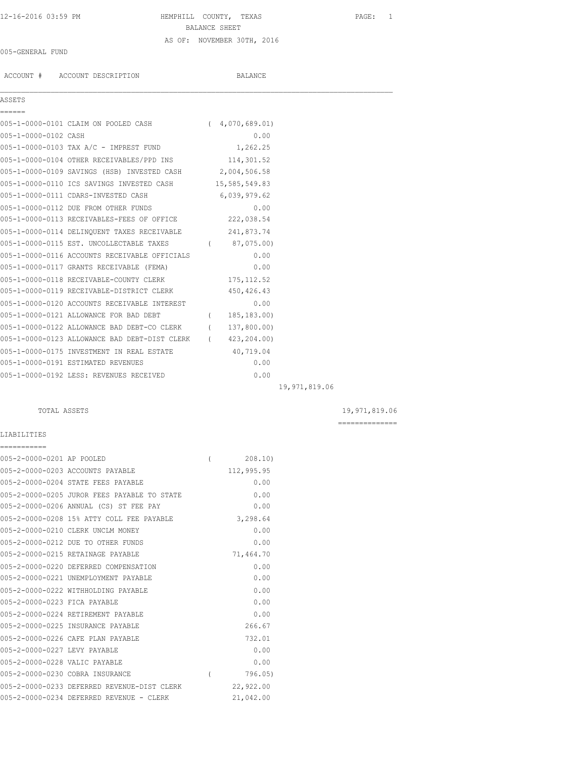HEMPHILL COUNTY, TEXAS

BALANCE SHEET

AS OF: NOVEMBER 30TH, 2016

005-GENERAL FUND

| ACCOUNT # | ACCOUNT DESCRIPTION | BALANCE | | |
|---|---|---|---|---|
| **ASSETS** | | | | |
| 005-1-0000-0101 | CLAIM ON POOLED CASH | ( 4,070,689.01) | | |
| 005-1-0000-0102 | CASH | 0.00 | | |
| 005-1-0000-0103 | TAX A/C - IMPREST FUND | 1,262.25 | | |
| 005-1-0000-0104 | OTHER RECEIVABLES/PPD INS | 114,301.52 | | |
| 005-1-0000-0109 | SAVINGS (HSB) INVESTED CASH | 2,004,506.58 | | |
| 005-1-0000-0110 | ICS SAVINGS INVESTED CASH | 15,585,549.83 | | |
| 005-1-0000-0111 | CDARS-INVESTED CASH | 6,039,979.62 | | |
| 005-1-0000-0112 | DUE FROM OTHER FUNDS | 0.00 | | |
| 005-1-0000-0113 | RECEIVABLES-FEES OF OFFICE | 222,038.54 | | |
| 005-1-0000-0114 | DELINQUENT TAXES RECEIVABLE | 241,873.74 | | |
| 005-1-0000-0115 | EST. UNCOLLECTABLE TAXES | ( 87,075.00) | | |
| 005-1-0000-0116 | ACCOUNTS RECEIVABLE OFFICIALS | 0.00 | | |
| 005-1-0000-0117 | GRANTS RECEIVABLE (FEMA) | 0.00 | | |
| 005-1-0000-0118 | RECEIVABLE-COUNTY CLERK | 175,112.52 | | |
| 005-1-0000-0119 | RECEIVABLE-DISTRICT CLERK | 450,426.43 | | |
| 005-1-0000-0120 | ACCOUNTS RECEIVABLE INTEREST | 0.00 | | |
| 005-1-0000-0121 | ALLOWANCE FOR BAD DEBT | ( 185,183.00) | | |
| 005-1-0000-0122 | ALLOWANCE BAD DEBT-CO CLERK | ( 137,800.00) | | |
| 005-1-0000-0123 | ALLOWANCE BAD DEBT-DIST CLERK | ( 423,204.00) | | |
| 005-1-0000-0175 | INVESTMENT IN REAL ESTATE | 40,719.04 | | |
| 005-1-0000-0191 | ESTIMATED REVENUES | 0.00 | | |
| 005-1-0000-0192 | LESS: REVENUES RECEIVED | 0.00 | | |
| | | | 19,971,819.06 | |
| | TOTAL ASSETS | | | 19,971,819.06 |
| **LIABILITIES** | | | | |
| 005-2-0000-0201 | AP POOLED | ( 208.10) | | |
| 005-2-0000-0203 | ACCOUNTS PAYABLE | 112,995.95 | | |
| 005-2-0000-0204 | STATE FEES PAYABLE | 0.00 | | |
| 005-2-0000-0205 | JUROR FEES PAYABLE TO STATE | 0.00 | | |
| 005-2-0000-0206 | ANNUAL (CS) ST FEE PAY | 0.00 | | |
| 005-2-0000-0208 | 15% ATTY COLL FEE PAYABLE | 3,298.64 | | |
| 005-2-0000-0210 | CLERK UNCLM MONEY | 0.00 | | |
| 005-2-0000-0212 | DUE TO OTHER FUNDS | 0.00 | | |
| 005-2-0000-0215 | RETAINAGE PAYABLE | 71,464.70 | | |
| 005-2-0000-0220 | DEFERRED COMPENSATION | 0.00 | | |
| 005-2-0000-0221 | UNEMPLOYMENT PAYABLE | 0.00 | | |
| 005-2-0000-0222 | WITHHOLDING PAYABLE | 0.00 | | |
| 005-2-0000-0223 | FICA PAYABLE | 0.00 | | |
| 005-2-0000-0224 | RETIREMENT PAYABLE | 0.00 | | |
| 005-2-0000-0225 | INSURANCE PAYABLE | 266.67 | | |
| 005-2-0000-0226 | CAFE PLAN PAYABLE | 732.01 | | |
| 005-2-0000-0227 | LEVY PAYABLE | 0.00 | | |
| 005-2-0000-0228 | VALIC PAYABLE | 0.00 | | |
| 005-2-0000-0230 | COBRA INSURANCE | ( 796.05) | | |
| 005-2-0000-0233 | DEFERRED REVENUE-DIST CLERK | 22,922.00 | | |
| 005-2-0000-0234 | DEFERRED REVENUE - CLERK | 21,042.00 | | |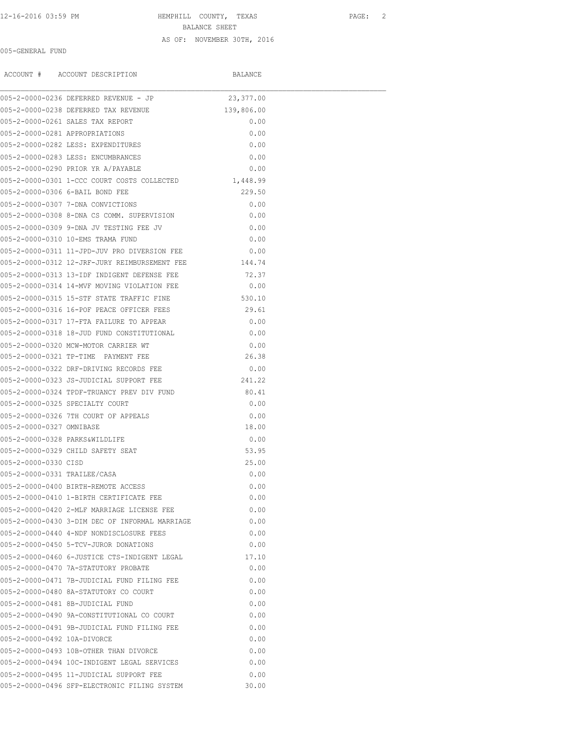HEMPHILL COUNTY, TEXAS

BALANCE SHEET

AS OF: NOVEMBER 30TH, 2016

005-GENERAL FUND

| ACCOUNT # | ACCOUNT DESCRIPTION | BALANCE |
|---|---|---|
| 005-2-0000-0236 | DEFERRED REVENUE - JP | 23,377.00 |
| 005-2-0000-0238 | DEFERRED TAX REVENUE | 139,806.00 |
| 005-2-0000-0261 | SALES TAX REPORT | 0.00 |
| 005-2-0000-0281 | APPROPRIATIONS | 0.00 |
| 005-2-0000-0282 | LESS: EXPENDITURES | 0.00 |
| 005-2-0000-0283 | LESS: ENCUMBRANCES | 0.00 |
| 005-2-0000-0290 | PRIOR YR A/PAYABLE | 0.00 |
| 005-2-0000-0301 | 1-CCC COURT COSTS COLLECTED | 1,448.99 |
| 005-2-0000-0306 | 6-BAIL BOND FEE | 229.50 |
| 005-2-0000-0307 | 7-DNA CONVICTIONS | 0.00 |
| 005-2-0000-0308 | 8-DNA CS COMM. SUPERVISION | 0.00 |
| 005-2-0000-0309 | 9-DNA JV TESTING FEE JV | 0.00 |
| 005-2-0000-0310 | 10-EMS TRAMA FUND | 0.00 |
| 005-2-0000-0311 | 11-JPD-JUV PRO DIVERSION FEE | 0.00 |
| 005-2-0000-0312 | 12-JRF-JURY REIMBURSEMENT FEE | 144.74 |
| 005-2-0000-0313 | 13-IDF INDIGENT DEFENSE FEE | 72.37 |
| 005-2-0000-0314 | 14-MVF MOVING VIOLATION FEE | 0.00 |
| 005-2-0000-0315 | 15-STF STATE TRAFFIC FINE | 530.10 |
| 005-2-0000-0316 | 16-POF PEACE OFFICER FEES | 29.61 |
| 005-2-0000-0317 | 17-FTA FAILURE TO APPEAR | 0.00 |
| 005-2-0000-0318 | 18-JUD FUND CONSTITUTIONAL | 0.00 |
| 005-2-0000-0320 | MCW-MOTOR CARRIER WT | 0.00 |
| 005-2-0000-0321 | TP-TIME PAYMENT FEE | 26.38 |
| 005-2-0000-0322 | DRF-DRIVING RECORDS FEE | 0.00 |
| 005-2-0000-0323 | JS-JUDICIAL SUPPORT FEE | 241.22 |
| 005-2-0000-0324 | TPDF-TRUANCY PREV DIV FUND | 80.41 |
| 005-2-0000-0325 | SPECIALTY COURT | 0.00 |
| 005-2-0000-0326 | 7TH COURT OF APPEALS | 0.00 |
| 005-2-0000-0327 | OMNIBASE | 18.00 |
| 005-2-0000-0328 | PARKS&WILDLIFE | 0.00 |
| 005-2-0000-0329 | CHILD SAFETY SEAT | 53.95 |
| 005-2-0000-0330 | CISD | 25.00 |
| 005-2-0000-0331 | TRAILEE/CASA | 0.00 |
| 005-2-0000-0400 | BIRTH-REMOTE ACCESS | 0.00 |
| 005-2-0000-0410 | 1-BIRTH CERTIFICATE FEE | 0.00 |
| 005-2-0000-0420 | 2-MLF MARRIAGE LICENSE FEE | 0.00 |
| 005-2-0000-0430 | 3-DIM DEC OF INFORMAL MARRIAGE | 0.00 |
| 005-2-0000-0440 | 4-NDF NONDISCLOSURE FEES | 0.00 |
| 005-2-0000-0450 | 5-TCV-JUROR DONATIONS | 0.00 |
| 005-2-0000-0460 | 6-JUSTICE CTS-INDIGENT LEGAL | 17.10 |
| 005-2-0000-0470 | 7A-STATUTORY PROBATE | 0.00 |
| 005-2-0000-0471 | 7B-JUDICIAL FUND FILING FEE | 0.00 |
| 005-2-0000-0480 | 8A-STATUTORY CO COURT | 0.00 |
| 005-2-0000-0481 | 8B-JUDICIAL FUND | 0.00 |
| 005-2-0000-0490 | 9A-CONSTITUTIONAL CO COURT | 0.00 |
| 005-2-0000-0491 | 9B-JUDICIAL FUND FILING FEE | 0.00 |
| 005-2-0000-0492 | 10A-DIVORCE | 0.00 |
| 005-2-0000-0493 | 10B-OTHER THAN DIVORCE | 0.00 |
| 005-2-0000-0494 | 10C-INDIGENT LEGAL SERVICES | 0.00 |
| 005-2-0000-0495 | 11-JUDICIAL SUPPORT FEE | 0.00 |
| 005-2-0000-0496 | SFP-ELECTRONIC FILING SYSTEM | 30.00 |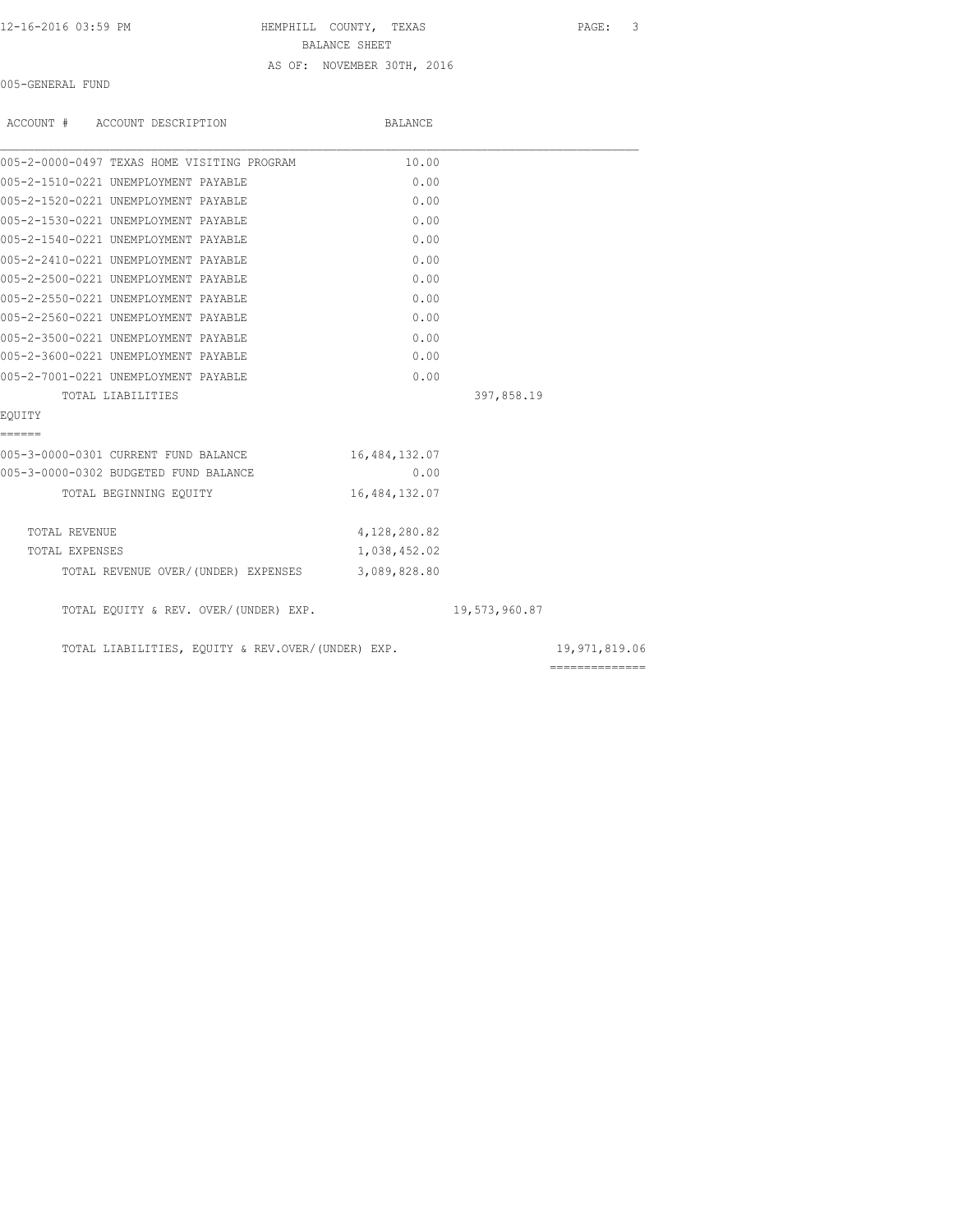BALANCE SHEET

AS OF: NOVEMBER 30TH, 2016

005-GENERAL FUND

| ACCOUNT # ACCOUNT DESCRIPTION | BALANCE | | |
|---|---|---|---|
| 005-2-0000-0497 TEXAS HOME VISITING PROGRAM | 10.00 | | |
| 005-2-1510-0221 UNEMPLOYMENT PAYABLE | 0.00 | | |
| 005-2-1520-0221 UNEMPLOYMENT PAYABLE | 0.00 | | |
| 005-2-1530-0221 UNEMPLOYMENT PAYABLE | 0.00 | | |
| 005-2-1540-0221 UNEMPLOYMENT PAYABLE | 0.00 | | |
| 005-2-2410-0221 UNEMPLOYMENT PAYABLE | 0.00 | | |
| 005-2-2500-0221 UNEMPLOYMENT PAYABLE | 0.00 | | |
| 005-2-2550-0221 UNEMPLOYMENT PAYABLE | 0.00 | | |
| 005-2-2560-0221 UNEMPLOYMENT PAYABLE | 0.00 | | |
| 005-2-3500-0221 UNEMPLOYMENT PAYABLE | 0.00 | | |
| 005-2-3600-0221 UNEMPLOYMENT PAYABLE | 0.00 | | |
| 005-2-7001-0221 UNEMPLOYMENT PAYABLE | 0.00 | | |
| TOTAL LIABILITIES | | 397,858.19 | |
| **EQUITY** | | | |
| 005-3-0000-0301 CURRENT FUND BALANCE | 16,484,132.07 | | |
| 005-3-0000-0302 BUDGETED FUND BALANCE | 0.00 | | |
| TOTAL BEGINNING EQUITY | 16,484,132.07 | | |
| TOTAL REVENUE | 4,128,280.82 | | |
| TOTAL EXPENSES | 1,038,452.02 | | |
| TOTAL REVENUE OVER/(UNDER) EXPENSES | 3,089,828.80 | | |
| TOTAL EQUITY & REV. OVER/(UNDER) EXP. | | 19,573,960.87 | |
| TOTAL LIABILITIES, EQUITY & REV.OVER/(UNDER) EXP. | | | 19,971,819.06 |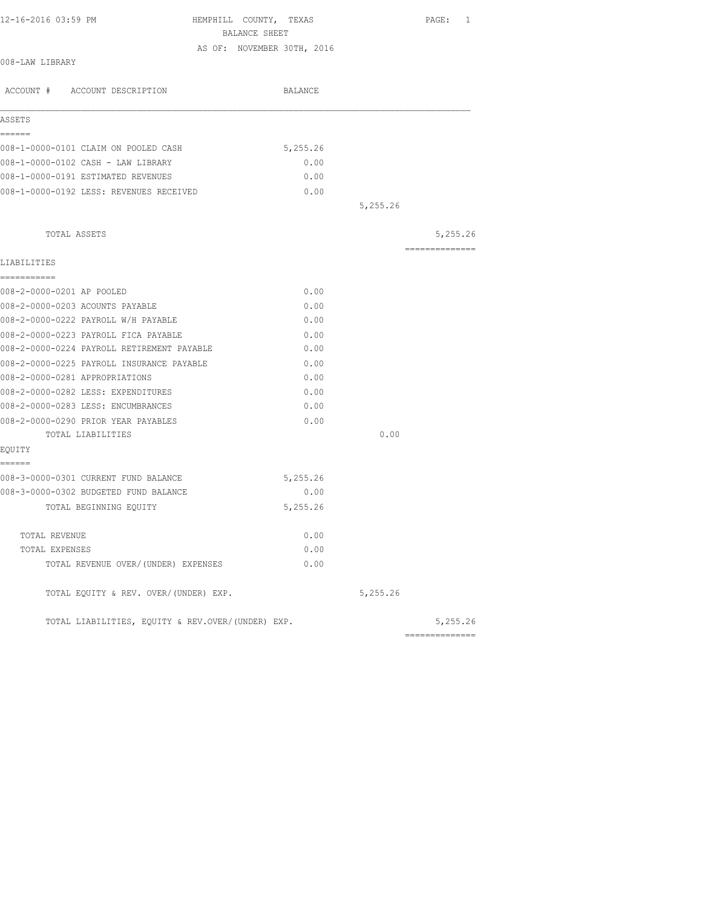12-16-2016 03:59 PM HEMPHILL COUNTY, TEXAS

BALANCE SHEET

AS OF: NOVEMBER 30TH, 2016

008-LAW LIBRARY

| ACCOUNT # ACCOUNT DESCRIPTION | BALANCE | | |
|---|---|---|---|
| **ASSETS** | | | |
| 008-1-0000-0101 CLAIM ON POOLED CASH | 5,255.26 | | |
| 008-1-0000-0102 CASH - LAW LIBRARY | 0.00 | | |
| 008-1-0000-0191 ESTIMATED REVENUES | 0.00 | | |
| 008-1-0000-0192 LESS: REVENUES RECEIVED | 0.00 | | |
| | | 5,255.26 | |
| TOTAL ASSETS | | | 5,255.26 |
| **LIABILITIES** | | | |
| 008-2-0000-0201 AP POOLED | 0.00 | | |
| 008-2-0000-0203 ACOUNTS PAYABLE | 0.00 | | |
| 008-2-0000-0222 PAYROLL W/H PAYABLE | 0.00 | | |
| 008-2-0000-0223 PAYROLL FICA PAYABLE | 0.00 | | |
| 008-2-0000-0224 PAYROLL RETIREMENT PAYABLE | 0.00 | | |
| 008-2-0000-0225 PAYROLL INSURANCE PAYABLE | 0.00 | | |
| 008-2-0000-0281 APPROPRIATIONS | 0.00 | | |
| 008-2-0000-0282 LESS: EXPENDITURES | 0.00 | | |
| 008-2-0000-0283 LESS: ENCUMBRANCES | 0.00 | | |
| 008-2-0000-0290 PRIOR YEAR PAYABLES | 0.00 | | |
| TOTAL LIABILITIES | | 0.00 | |
| **EQUITY** | | | |
| 008-3-0000-0301 CURRENT FUND BALANCE | 5,255.26 | | |
| 008-3-0000-0302 BUDGETED FUND BALANCE | 0.00 | | |
| TOTAL BEGINNING EQUITY | 5,255.26 | | |
| TOTAL REVENUE | 0.00 | | |
| TOTAL EXPENSES | 0.00 | | |
| TOTAL REVENUE OVER/(UNDER) EXPENSES | 0.00 | | |
| TOTAL EQUITY & REV. OVER/(UNDER) EXP. | | 5,255.26 | |
| TOTAL LIABILITIES, EQUITY & REV.OVER/(UNDER) EXP. | | | 5,255.26 |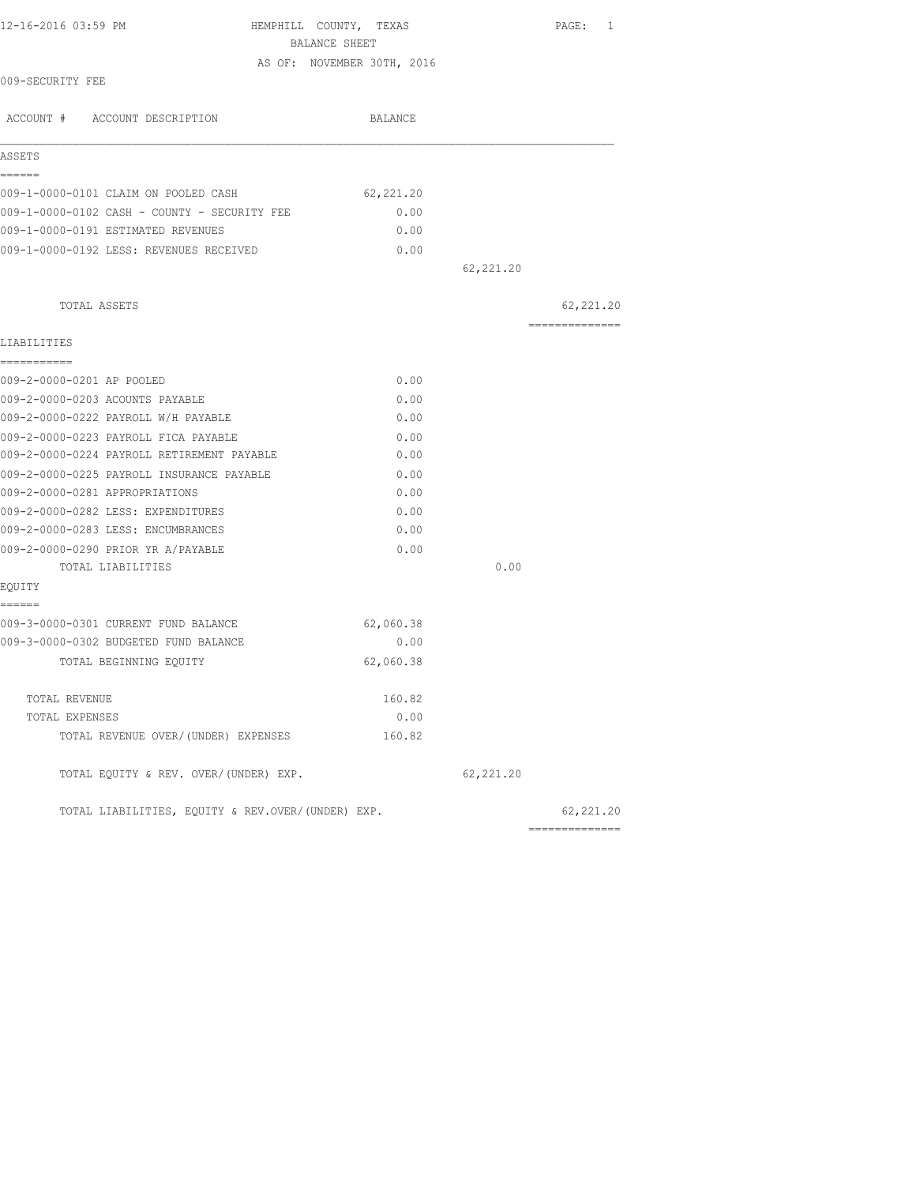12-16-2016 03:59 PM HEMPHILL COUNTY, TEXAS

BALANCE SHEET

AS OF: NOVEMBER 30TH, 2016

009-SECURITY FEE

| ACCOUNT # ACCOUNT DESCRIPTION | BALANCE | | |
|---|---|---|---|
| **ASSETS** | | | |
| 009-1-0000-0101 CLAIM ON POOLED CASH | 62,221.20 | | |
| 009-1-0000-0102 CASH - COUNTY - SECURITY FEE | 0.00 | | |
| 009-1-0000-0191 ESTIMATED REVENUES | 0.00 | | |
| 009-1-0000-0192 LESS: REVENUES RECEIVED | 0.00 | | |
| | | 62,221.20 | |
| TOTAL ASSETS | | | 62,221.20 |
| **LIABILITIES** | | | |
| 009-2-0000-0201 AP POOLED | 0.00 | | |
| 009-2-0000-0203 ACOUNTS PAYABLE | 0.00 | | |
| 009-2-0000-0222 PAYROLL W/H PAYABLE | 0.00 | | |
| 009-2-0000-0223 PAYROLL FICA PAYABLE | 0.00 | | |
| 009-2-0000-0224 PAYROLL RETIREMENT PAYABLE | 0.00 | | |
| 009-2-0000-0225 PAYROLL INSURANCE PAYABLE | 0.00 | | |
| 009-2-0000-0281 APPROPRIATIONS | 0.00 | | |
| 009-2-0000-0282 LESS: EXPENDITURES | 0.00 | | |
| 009-2-0000-0283 LESS: ENCUMBRANCES | 0.00 | | |
| 009-2-0000-0290 PRIOR YR A/PAYABLE | 0.00 | | |
| TOTAL LIABILITIES | | 0.00 | |
| **EQUITY** | | | |
| 009-3-0000-0301 CURRENT FUND BALANCE | 62,060.38 | | |
| 009-3-0000-0302 BUDGETED FUND BALANCE | 0.00 | | |
| TOTAL BEGINNING EQUITY | 62,060.38 | | |
| TOTAL REVENUE | 160.82 | | |
| TOTAL EXPENSES | 0.00 | | |
| TOTAL REVENUE OVER/(UNDER) EXPENSES | 160.82 | | |
| TOTAL EQUITY & REV. OVER/(UNDER) EXP. | | 62,221.20 | |
| TOTAL LIABILITIES, EQUITY & REV.OVER/(UNDER) EXP. | | | 62,221.20 |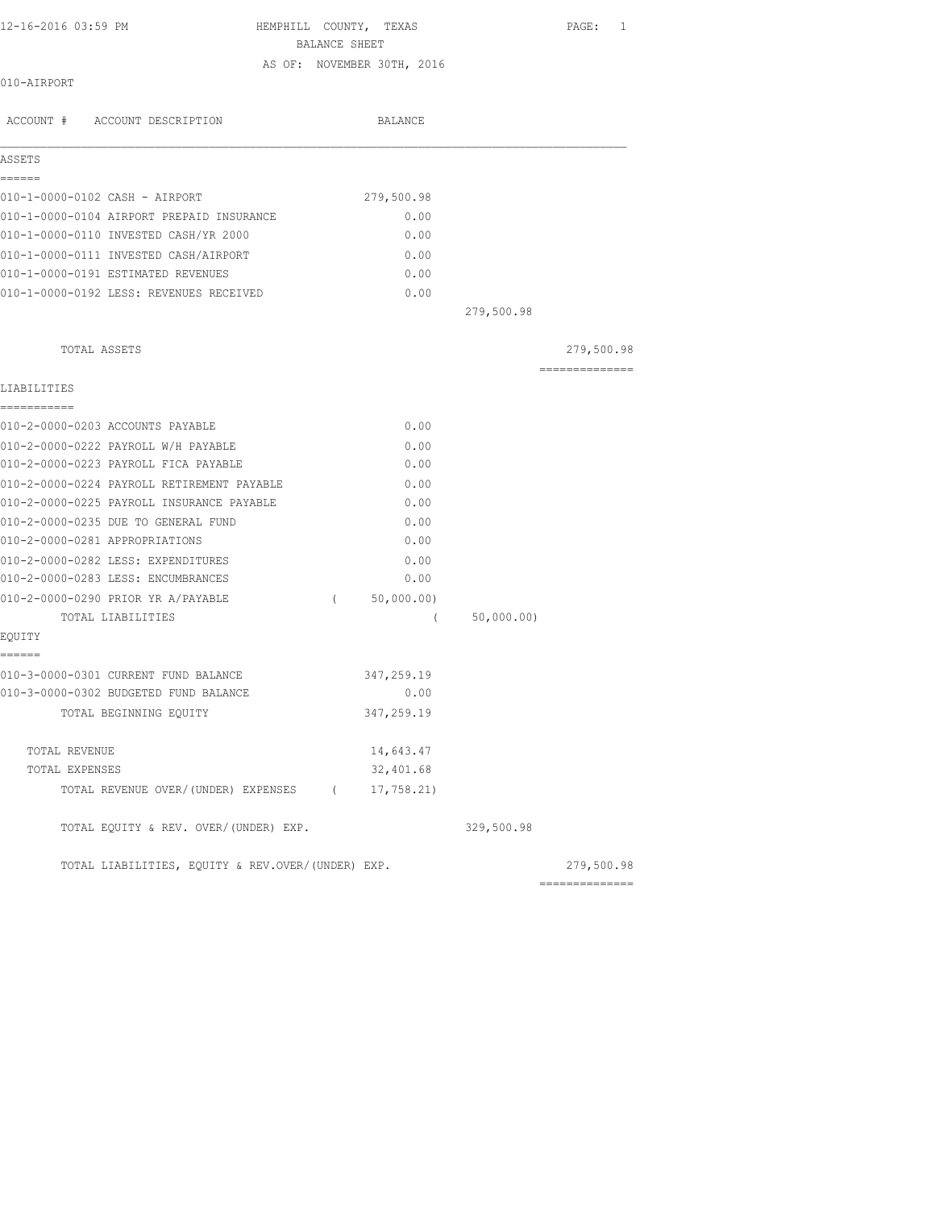12-16-2016 03:59 PM

# HEMPHILL COUNTY, TEXAS

## BALANCE SHEET

AS OF: NOVEMBER 30TH, 2016

010-AIRPORT

| ACCOUNT # | ACCOUNT DESCRIPTION | BALANCE | | |
|---|---|---|---|---|
| **ASSETS** | | | | |
| 010-1-0000-0102 | CASH - AIRPORT | 279,500.98 | | |
| 010-1-0000-0104 | AIRPORT PREPAID INSURANCE | 0.00 | | |
| 010-1-0000-0110 | INVESTED CASH/YR 2000 | 0.00 | | |
| 010-1-0000-0111 | INVESTED CASH/AIRPORT | 0.00 | | |
| 010-1-0000-0191 | ESTIMATED REVENUES | 0.00 | | |
| 010-1-0000-0192 | LESS: REVENUES RECEIVED | 0.00 | | |
| | | | 279,500.98 | |
| | TOTAL ASSETS | | | 279,500.98 |
| **LIABILITIES** | | | | |
| 010-2-0000-0203 | ACCOUNTS PAYABLE | 0.00 | | |
| 010-2-0000-0222 | PAYROLL W/H PAYABLE | 0.00 | | |
| 010-2-0000-0223 | PAYROLL FICA PAYABLE | 0.00 | | |
| 010-2-0000-0224 | PAYROLL RETIREMENT PAYABLE | 0.00 | | |
| 010-2-0000-0225 | PAYROLL INSURANCE PAYABLE | 0.00 | | |
| 010-2-0000-0235 | DUE TO GENERAL FUND | 0.00 | | |
| 010-2-0000-0281 | APPROPRIATIONS | 0.00 | | |
| 010-2-0000-0282 | LESS: EXPENDITURES | 0.00 | | |
| 010-2-0000-0283 | LESS: ENCUMBRANCES | 0.00 | | |
| 010-2-0000-0290 | PRIOR YR A/PAYABLE | ( 50,000.00) | | |
| | TOTAL LIABILITIES | | ( 50,000.00) | |
| **EQUITY** | | | | |
| 010-3-0000-0301 | CURRENT FUND BALANCE | 347,259.19 | | |
| 010-3-0000-0302 | BUDGETED FUND BALANCE | 0.00 | | |
| | TOTAL BEGINNING EQUITY | 347,259.19 | | |
| | TOTAL REVENUE | 14,643.47 | | |
| | TOTAL EXPENSES | 32,401.68 | | |
| | TOTAL REVENUE OVER/(UNDER) EXPENSES | ( 17,758.21) | | |
| | TOTAL EQUITY & REV. OVER/(UNDER) EXP. | | 329,500.98 | |
| | TOTAL LIABILITIES, EQUITY & REV.OVER/(UNDER) EXP. | | | 279,500.98 |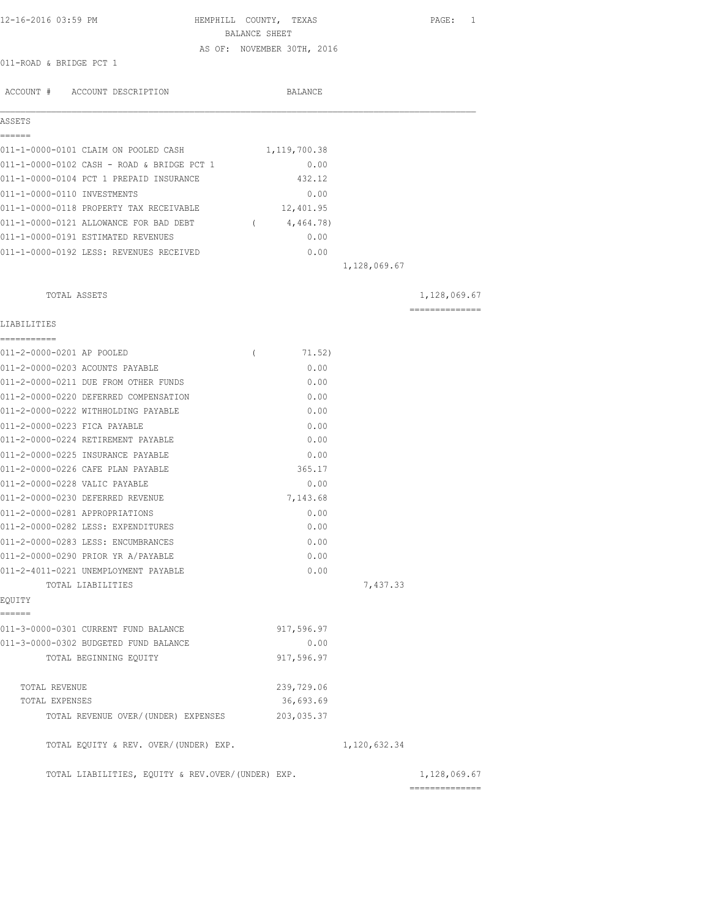12-16-2016 03:59 PM

# HEMPHILL COUNTY, TEXAS
## BALANCE SHEET
### AS OF: NOVEMBER 30TH, 2016

011-ROAD & BRIDGE PCT 1

| ACCOUNT # | ACCOUNT DESCRIPTION | BALANCE | | |
|---|---|---|---|---|
| **ASSETS** | | | | |
| 011-1-0000-0101 | CLAIM ON POOLED CASH | 1,119,700.38 | | |
| 011-1-0000-0102 | CASH - ROAD & BRIDGE PCT 1 | 0.00 | | |
| 011-1-0000-0104 | PCT 1 PREPAID INSURANCE | 432.12 | | |
| 011-1-0000-0110 | INVESTMENTS | 0.00 | | |
| 011-1-0000-0118 | PROPERTY TAX RECEIVABLE | 12,401.95 | | |
| 011-1-0000-0121 | ALLOWANCE FOR BAD DEBT | ( 4,464.78) | | |
| 011-1-0000-0191 | ESTIMATED REVENUES | 0.00 | | |
| 011-1-0000-0192 | LESS: REVENUES RECEIVED | 0.00 | | |
| | | | 1,128,069.67 | |
| | TOTAL ASSETS | | | 1,128,069.67 |
| **LIABILITIES** | | | | |
| 011-2-0000-0201 | AP POOLED | ( 71.52) | | |
| 011-2-0000-0203 | ACOUNTS PAYABLE | 0.00 | | |
| 011-2-0000-0211 | DUE FROM OTHER FUNDS | 0.00 | | |
| 011-2-0000-0220 | DEFERRED COMPENSATION | 0.00 | | |
| 011-2-0000-0222 | WITHHOLDING PAYABLE | 0.00 | | |
| 011-2-0000-0223 | FICA PAYABLE | 0.00 | | |
| 011-2-0000-0224 | RETIREMENT PAYABLE | 0.00 | | |
| 011-2-0000-0225 | INSURANCE PAYABLE | 0.00 | | |
| 011-2-0000-0226 | CAFE PLAN PAYABLE | 365.17 | | |
| 011-2-0000-0228 | VALIC PAYABLE | 0.00 | | |
| 011-2-0000-0230 | DEFERRED REVENUE | 7,143.68 | | |
| 011-2-0000-0281 | APPROPRIATIONS | 0.00 | | |
| 011-2-0000-0282 | LESS: EXPENDITURES | 0.00 | | |
| 011-2-0000-0283 | LESS: ENCUMBRANCES | 0.00 | | |
| 011-2-0000-0290 | PRIOR YR A/PAYABLE | 0.00 | | |
| 011-2-4011-0221 | UNEMPLOYMENT PAYABLE | 0.00 | | |
| | TOTAL LIABILITIES | | 7,437.33 | |
| **EQUITY** | | | | |
| 011-3-0000-0301 | CURRENT FUND BALANCE | 917,596.97 | | |
| 011-3-0000-0302 | BUDGETED FUND BALANCE | 0.00 | | |
| | TOTAL BEGINNING EQUITY | 917,596.97 | | |
| | TOTAL REVENUE | 239,729.06 | | |
| | TOTAL EXPENSES | 36,693.69 | | |
| | TOTAL REVENUE OVER/(UNDER) EXPENSES | 203,035.37 | | |
| | TOTAL EQUITY & REV. OVER/(UNDER) EXP. | | 1,120,632.34 | |
| | TOTAL LIABILITIES, EQUITY & REV.OVER/(UNDER) EXP. | | | 1,128,069.67 |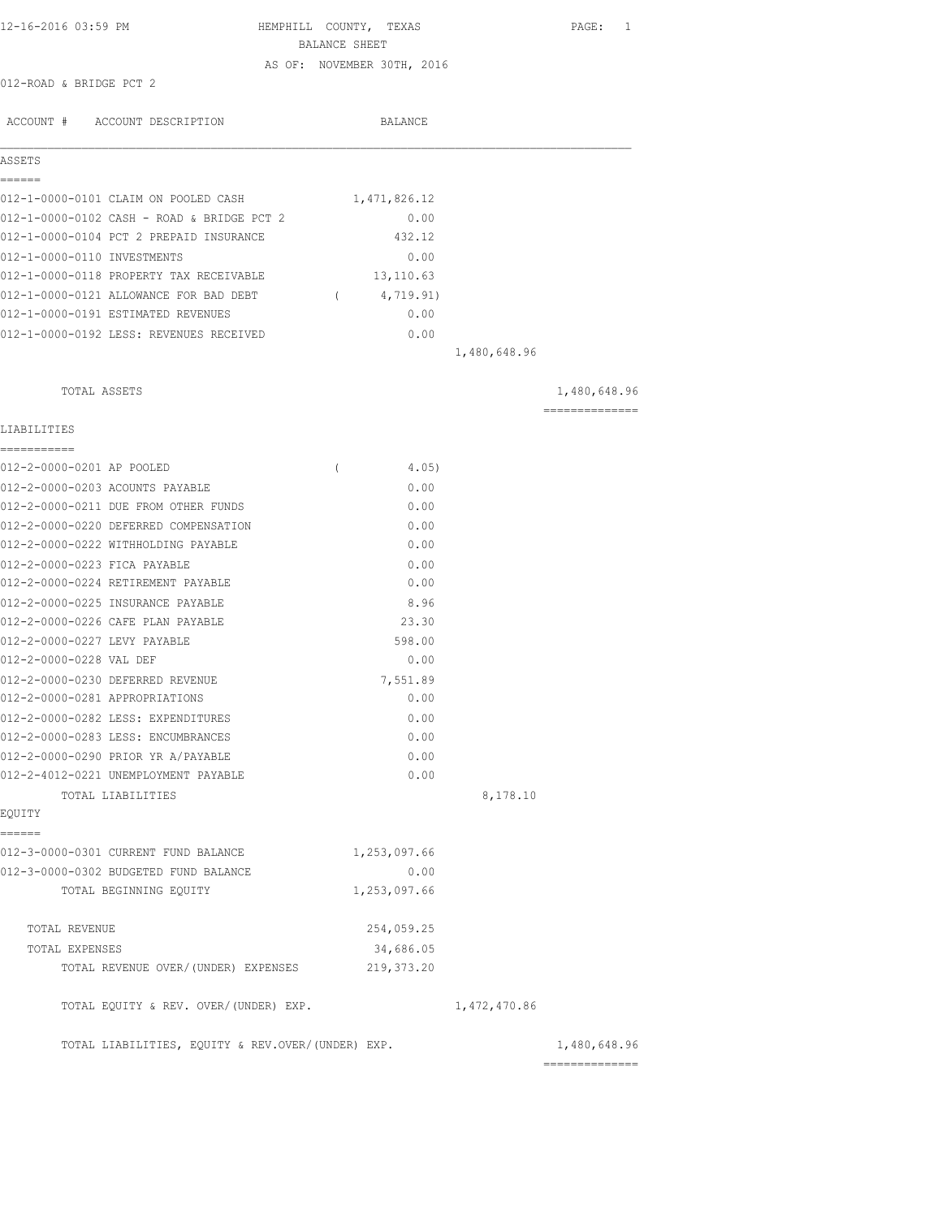12-16-2016 03:59 PM HEMPHILL COUNTY, TEXAS PAGE: 1

BALANCE SHEET

AS OF: NOVEMBER 30TH, 2016

012-ROAD & BRIDGE PCT 2

| ACCOUNT # | ACCOUNT DESCRIPTION | BALANCE | | |
|---|---|---|---|---|
| **ASSETS** | | | | |
| 012-1-0000-0101 | CLAIM ON POOLED CASH | 1,471,826.12 | | |
| 012-1-0000-0102 | CASH - ROAD & BRIDGE PCT 2 | 0.00 | | |
| 012-1-0000-0104 | PCT 2 PREPAID INSURANCE | 432.12 | | |
| 012-1-0000-0110 | INVESTMENTS | 0.00 | | |
| 012-1-0000-0118 | PROPERTY TAX RECEIVABLE | 13,110.63 | | |
| 012-1-0000-0121 | ALLOWANCE FOR BAD DEBT | ( 4,719.91) | | |
| 012-1-0000-0191 | ESTIMATED REVENUES | 0.00 | | |
| 012-1-0000-0192 | LESS: REVENUES RECEIVED | 0.00 | | |
| | | | 1,480,648.96 | |
| | TOTAL ASSETS | | | 1,480,648.96 |
| **LIABILITIES** | | | | |
| 012-2-0000-0201 | AP POOLED | ( 4.05) | | |
| 012-2-0000-0203 | ACOUNTS PAYABLE | 0.00 | | |
| 012-2-0000-0211 | DUE FROM OTHER FUNDS | 0.00 | | |
| 012-2-0000-0220 | DEFERRED COMPENSATION | 0.00 | | |
| 012-2-0000-0222 | WITHHOLDING PAYABLE | 0.00 | | |
| 012-2-0000-0223 | FICA PAYABLE | 0.00 | | |
| 012-2-0000-0224 | RETIREMENT PAYABLE | 0.00 | | |
| 012-2-0000-0225 | INSURANCE PAYABLE | 8.96 | | |
| 012-2-0000-0226 | CAFE PLAN PAYABLE | 23.30 | | |
| 012-2-0000-0227 | LEVY PAYABLE | 598.00 | | |
| 012-2-0000-0228 | VAL DEF | 0.00 | | |
| 012-2-0000-0230 | DEFERRED REVENUE | 7,551.89 | | |
| 012-2-0000-0281 | APPROPRIATIONS | 0.00 | | |
| 012-2-0000-0282 | LESS: EXPENDITURES | 0.00 | | |
| 012-2-0000-0283 | LESS: ENCUMBRANCES | 0.00 | | |
| 012-2-0000-0290 | PRIOR YR A/PAYABLE | 0.00 | | |
| 012-2-4012-0221 | UNEMPLOYMENT PAYABLE | 0.00 | | |
| | TOTAL LIABILITIES | | 8,178.10 | |
| **EQUITY** | | | | |
| 012-3-0000-0301 | CURRENT FUND BALANCE | 1,253,097.66 | | |
| 012-3-0000-0302 | BUDGETED FUND BALANCE | 0.00 | | |
| | TOTAL BEGINNING EQUITY | 1,253,097.66 | | |
| | TOTAL REVENUE | 254,059.25 | | |
| | TOTAL EXPENSES | 34,686.05 | | |
| | TOTAL REVENUE OVER/(UNDER) EXPENSES | 219,373.20 | | |
| | TOTAL EQUITY & REV. OVER/(UNDER) EXP. | | 1,472,470.86 | |
| | TOTAL LIABILITIES, EQUITY & REV.OVER/(UNDER) EXP. | | | 1,480,648.96 |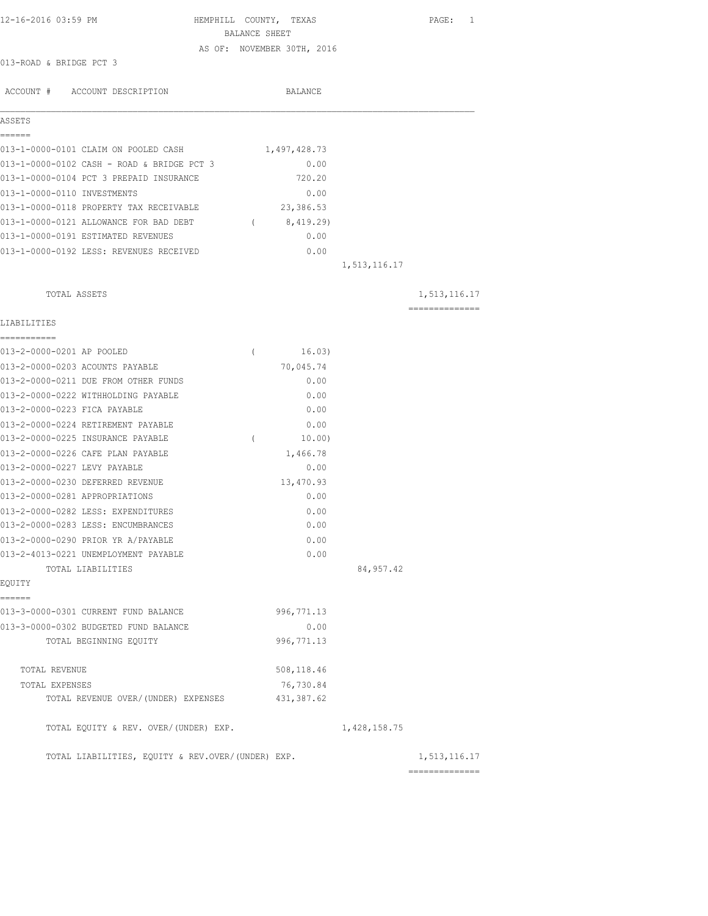12-16-2016 03:59 PM HEMPHILL COUNTY, TEXAS PAGE: 1

BALANCE SHEET

AS OF: NOVEMBER 30TH, 2016

013-ROAD & BRIDGE PCT 3

| ACCOUNT # ACCOUNT DESCRIPTION | BALANCE | | |
|---|---|---|---|
| **ASSETS** | | | |
| 013-1-0000-0101 CLAIM ON POOLED CASH | 1,497,428.73 | | |
| 013-1-0000-0102 CASH - ROAD & BRIDGE PCT 3 | 0.00 | | |
| 013-1-0000-0104 PCT 3 PREPAID INSURANCE | 720.20 | | |
| 013-1-0000-0110 INVESTMENTS | 0.00 | | |
| 013-1-0000-0118 PROPERTY TAX RECEIVABLE | 23,386.53 | | |
| 013-1-0000-0121 ALLOWANCE FOR BAD DEBT | ( 8,419.29) | | |
| 013-1-0000-0191 ESTIMATED REVENUES | 0.00 | | |
| 013-1-0000-0192 LESS: REVENUES RECEIVED | 0.00 | | |
| | | 1,513,116.17 | |
| TOTAL ASSETS | | | 1,513,116.17 |
| **LIABILITIES** | | | |
| 013-2-0000-0201 AP POOLED | ( 16.03) | | |
| 013-2-0000-0203 ACOUNTS PAYABLE | 70,045.74 | | |
| 013-2-0000-0211 DUE FROM OTHER FUNDS | 0.00 | | |
| 013-2-0000-0222 WITHHOLDING PAYABLE | 0.00 | | |
| 013-2-0000-0223 FICA PAYABLE | 0.00 | | |
| 013-2-0000-0224 RETIREMENT PAYABLE | 0.00 | | |
| 013-2-0000-0225 INSURANCE PAYABLE | ( 10.00) | | |
| 013-2-0000-0226 CAFE PLAN PAYABLE | 1,466.78 | | |
| 013-2-0000-0227 LEVY PAYABLE | 0.00 | | |
| 013-2-0000-0230 DEFERRED REVENUE | 13,470.93 | | |
| 013-2-0000-0281 APPROPRIATIONS | 0.00 | | |
| 013-2-0000-0282 LESS: EXPENDITURES | 0.00 | | |
| 013-2-0000-0283 LESS: ENCUMBRANCES | 0.00 | | |
| 013-2-0000-0290 PRIOR YR A/PAYABLE | 0.00 | | |
| 013-2-4013-0221 UNEMPLOYMENT PAYABLE | 0.00 | | |
| TOTAL LIABILITIES | | 84,957.42 | |
| **EQUITY** | | | |
| 013-3-0000-0301 CURRENT FUND BALANCE | 996,771.13 | | |
| 013-3-0000-0302 BUDGETED FUND BALANCE | 0.00 | | |
| TOTAL BEGINNING EQUITY | 996,771.13 | | |
| TOTAL REVENUE | 508,118.46 | | |
| TOTAL EXPENSES | 76,730.84 | | |
| TOTAL REVENUE OVER/(UNDER) EXPENSES | 431,387.62 | | |
| TOTAL EQUITY & REV. OVER/(UNDER) EXP. | | 1,428,158.75 | |
| TOTAL LIABILITIES, EQUITY & REV.OVER/(UNDER) EXP. | | | 1,513,116.17 |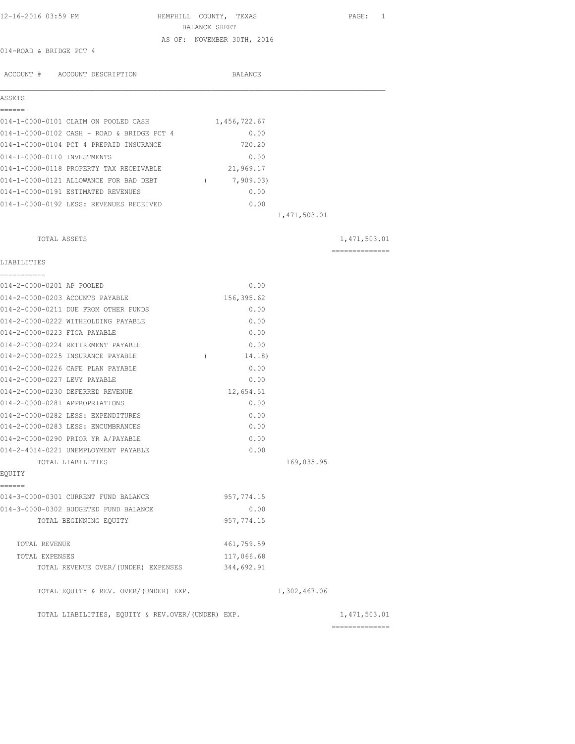12-16-2016 03:59 PM

# HEMPHILL COUNTY, TEXAS

## BALANCE SHEET

AS OF: NOVEMBER 30TH, 2016

014-ROAD & BRIDGE PCT 4

| ACCOUNT # | ACCOUNT DESCRIPTION | BALANCE | | |
|---|---|---|---|---|
| **ASSETS** | | | | |
| 014-1-0000-0101 | CLAIM ON POOLED CASH | 1,456,722.67 | | |
| 014-1-0000-0102 | CASH - ROAD & BRIDGE PCT 4 | 0.00 | | |
| 014-1-0000-0104 | PCT 4 PREPAID INSURANCE | 720.20 | | |
| 014-1-0000-0110 | INVESTMENTS | 0.00 | | |
| 014-1-0000-0118 | PROPERTY TAX RECEIVABLE | 21,969.17 | | |
| 014-1-0000-0121 | ALLOWANCE FOR BAD DEBT | ( 7,909.03) | | |
| 014-1-0000-0191 | ESTIMATED REVENUES | 0.00 | | |
| 014-1-0000-0192 | LESS: REVENUES RECEIVED | 0.00 | | |
| | | | 1,471,503.01 | |
| | TOTAL ASSETS | | | 1,471,503.01 |
| **LIABILITIES** | | | | |
| 014-2-0000-0201 | AP POOLED | 0.00 | | |
| 014-2-0000-0203 | ACOUNTS PAYABLE | 156,395.62 | | |
| 014-2-0000-0211 | DUE FROM OTHER FUNDS | 0.00 | | |
| 014-2-0000-0222 | WITHHOLDING PAYABLE | 0.00 | | |
| 014-2-0000-0223 | FICA PAYABLE | 0.00 | | |
| 014-2-0000-0224 | RETIREMENT PAYABLE | 0.00 | | |
| 014-2-0000-0225 | INSURANCE PAYABLE | ( 14.18) | | |
| 014-2-0000-0226 | CAFE PLAN PAYABLE | 0.00 | | |
| 014-2-0000-0227 | LEVY PAYABLE | 0.00 | | |
| 014-2-0000-0230 | DEFERRED REVENUE | 12,654.51 | | |
| 014-2-0000-0281 | APPROPRIATIONS | 0.00 | | |
| 014-2-0000-0282 | LESS: EXPENDITURES | 0.00 | | |
| 014-2-0000-0283 | LESS: ENCUMBRANCES | 0.00 | | |
| 014-2-0000-0290 | PRIOR YR A/PAYABLE | 0.00 | | |
| 014-2-4014-0221 | UNEMPLOYMENT PAYABLE | 0.00 | | |
| | TOTAL LIABILITIES | | 169,035.95 | |
| **EQUITY** | | | | |
| 014-3-0000-0301 | CURRENT FUND BALANCE | 957,774.15 | | |
| 014-3-0000-0302 | BUDGETED FUND BALANCE | 0.00 | | |
| | TOTAL BEGINNING EQUITY | 957,774.15 | | |
| | TOTAL REVENUE | 461,759.59 | | |
| | TOTAL EXPENSES | 117,066.68 | | |
| | TOTAL REVENUE OVER/(UNDER) EXPENSES | 344,692.91 | | |
| | TOTAL EQUITY & REV. OVER/(UNDER) EXP. | | 1,302,467.06 | |
| | TOTAL LIABILITIES, EQUITY & REV.OVER/(UNDER) EXP. | | | 1,471,503.01 |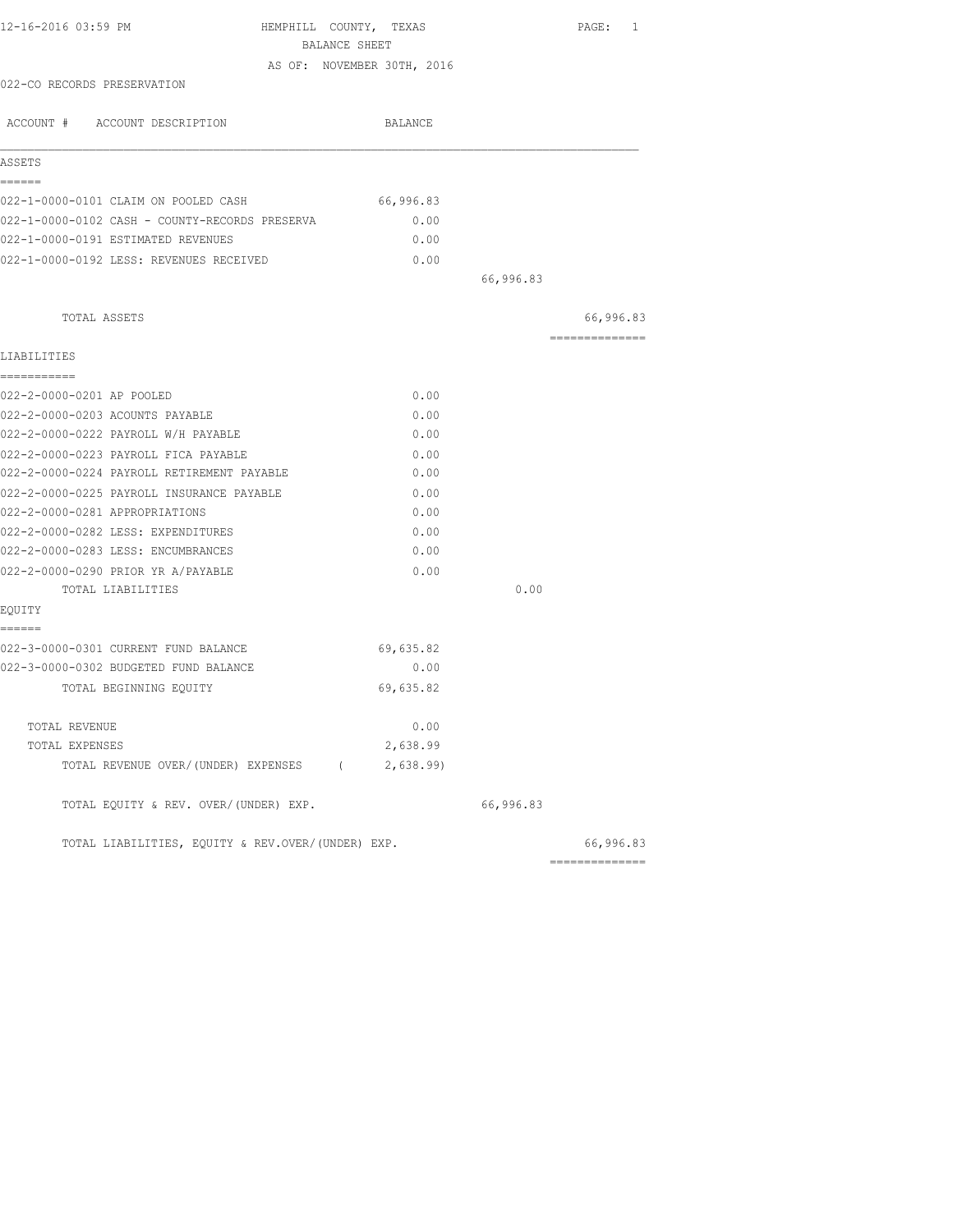12-16-2016 03:59 PM

# HEMPHILL COUNTY, TEXAS
## BALANCE SHEET
AS OF: NOVEMBER 30TH, 2016

022-CO RECORDS PRESERVATION

| ACCOUNT # ACCOUNT DESCRIPTION | BALANCE | | |
|---|---|---|---|
| **ASSETS** | | | |
| 022-1-0000-0101 CLAIM ON POOLED CASH | 66,996.83 | | |
| 022-1-0000-0102 CASH - COUNTY-RECORDS PRESERVA | 0.00 | | |
| 022-1-0000-0191 ESTIMATED REVENUES | 0.00 | | |
| 022-1-0000-0192 LESS: REVENUES RECEIVED | 0.00 | | |
| | | 66,996.83 | |
| TOTAL ASSETS | | | 66,996.83 |
| **LIABILITIES** | | | |
| 022-2-0000-0201 AP POOLED | 0.00 | | |
| 022-2-0000-0203 ACOUNTS PAYABLE | 0.00 | | |
| 022-2-0000-0222 PAYROLL W/H PAYABLE | 0.00 | | |
| 022-2-0000-0223 PAYROLL FICA PAYABLE | 0.00 | | |
| 022-2-0000-0224 PAYROLL RETIREMENT PAYABLE | 0.00 | | |
| 022-2-0000-0225 PAYROLL INSURANCE PAYABLE | 0.00 | | |
| 022-2-0000-0281 APPROPRIATIONS | 0.00 | | |
| 022-2-0000-0282 LESS: EXPENDITURES | 0.00 | | |
| 022-2-0000-0283 LESS: ENCUMBRANCES | 0.00 | | |
| 022-2-0000-0290 PRIOR YR A/PAYABLE | 0.00 | | |
| TOTAL LIABILITIES | | 0.00 | |
| **EQUITY** | | | |
| 022-3-0000-0301 CURRENT FUND BALANCE | 69,635.82 | | |
| 022-3-0000-0302 BUDGETED FUND BALANCE | 0.00 | | |
| TOTAL BEGINNING EQUITY | 69,635.82 | | |
| TOTAL REVENUE | 0.00 | | |
| TOTAL EXPENSES | 2,638.99 | | |
| TOTAL REVENUE OVER/(UNDER) EXPENSES | ( 2,638.99) | | |
| TOTAL EQUITY & REV. OVER/(UNDER) EXP. | | 66,996.83 | |
| TOTAL LIABILITIES, EQUITY & REV.OVER/(UNDER) EXP. | | | 66,996.83 |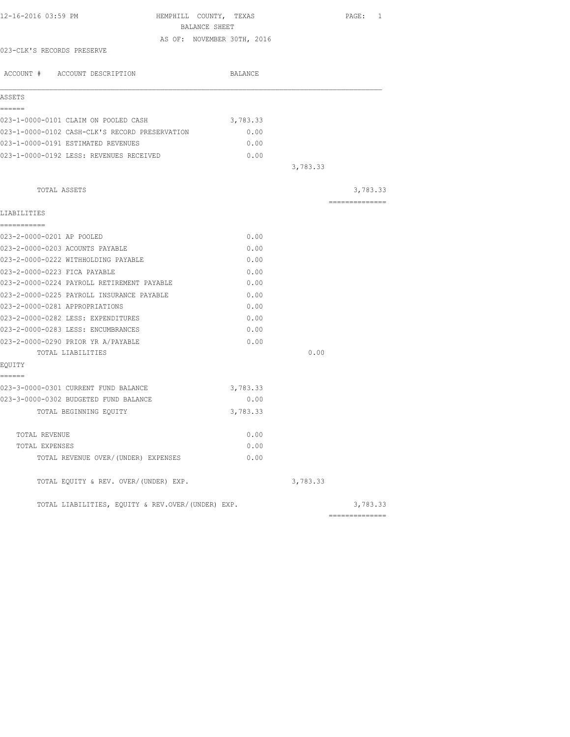12-16-2016 03:59 PM HEMPHILL COUNTY, TEXAS

BALANCE SHEET

AS OF: NOVEMBER 30TH, 2016

023-CLK'S RECORDS PRESERVE

| ACCOUNT # ACCOUNT DESCRIPTION | BALANCE | | |
|---|---|---|---|
| **ASSETS** | | | |
| 023-1-0000-0101 CLAIM ON POOLED CASH | 3,783.33 | | |
| 023-1-0000-0102 CASH-CLK'S RECORD PRESERVATION | 0.00 | | |
| 023-1-0000-0191 ESTIMATED REVENUES | 0.00 | | |
| 023-1-0000-0192 LESS: REVENUES RECEIVED | 0.00 | | |
| | | 3,783.33 | |
| TOTAL ASSETS | | | 3,783.33 |
| **LIABILITIES** | | | |
| 023-2-0000-0201 AP POOLED | 0.00 | | |
| 023-2-0000-0203 ACOUNTS PAYABLE | 0.00 | | |
| 023-2-0000-0222 WITHHOLDING PAYABLE | 0.00 | | |
| 023-2-0000-0223 FICA PAYABLE | 0.00 | | |
| 023-2-0000-0224 PAYROLL RETIREMENT PAYABLE | 0.00 | | |
| 023-2-0000-0225 PAYROLL INSURANCE PAYABLE | 0.00 | | |
| 023-2-0000-0281 APPROPRIATIONS | 0.00 | | |
| 023-2-0000-0282 LESS: EXPENDITURES | 0.00 | | |
| 023-2-0000-0283 LESS: ENCUMBRANCES | 0.00 | | |
| 023-2-0000-0290 PRIOR YR A/PAYABLE | 0.00 | | |
| TOTAL LIABILITIES | | 0.00 | |
| **EQUITY** | | | |
| 023-3-0000-0301 CURRENT FUND BALANCE | 3,783.33 | | |
| 023-3-0000-0302 BUDGETED FUND BALANCE | 0.00 | | |
| TOTAL BEGINNING EQUITY | 3,783.33 | | |
| TOTAL REVENUE | 0.00 | | |
| TOTAL EXPENSES | 0.00 | | |
| TOTAL REVENUE OVER/(UNDER) EXPENSES | 0.00 | | |
| TOTAL EQUITY & REV. OVER/(UNDER) EXP. | | 3,783.33 | |
| TOTAL LIABILITIES, EQUITY & REV.OVER/(UNDER) EXP. | | | 3,783.33 |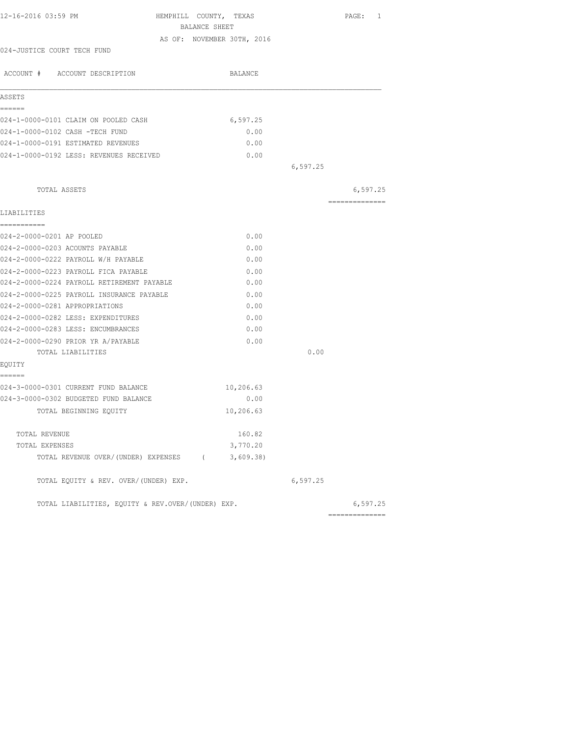12-16-2016 03:59 PM

# HEMPHILL COUNTY, TEXAS
## BALANCE SHEET
### AS OF: NOVEMBER 30TH, 2016

024-JUSTICE COURT TECH FUND

| ACCOUNT # ACCOUNT DESCRIPTION | BALANCE | | |
|---|---|---|---|
| **ASSETS** | | | |
| 024-1-0000-0101 CLAIM ON POOLED CASH | 6,597.25 | | |
| 024-1-0000-0102 CASH -TECH FUND | 0.00 | | |
| 024-1-0000-0191 ESTIMATED REVENUES | 0.00 | | |
| 024-1-0000-0192 LESS: REVENUES RECEIVED | 0.00 | | |
| | | 6,597.25 | |
| TOTAL ASSETS | | | 6,597.25 |
| **LIABILITIES** | | | |
| 024-2-0000-0201 AP POOLED | 0.00 | | |
| 024-2-0000-0203 ACOUNTS PAYABLE | 0.00 | | |
| 024-2-0000-0222 PAYROLL W/H PAYABLE | 0.00 | | |
| 024-2-0000-0223 PAYROLL FICA PAYABLE | 0.00 | | |
| 024-2-0000-0224 PAYROLL RETIREMENT PAYABLE | 0.00 | | |
| 024-2-0000-0225 PAYROLL INSURANCE PAYABLE | 0.00 | | |
| 024-2-0000-0281 APPROPRIATIONS | 0.00 | | |
| 024-2-0000-0282 LESS: EXPENDITURES | 0.00 | | |
| 024-2-0000-0283 LESS: ENCUMBRANCES | 0.00 | | |
| 024-2-0000-0290 PRIOR YR A/PAYABLE | 0.00 | | |
| TOTAL LIABILITIES | | 0.00 | |
| **EQUITY** | | | |
| 024-3-0000-0301 CURRENT FUND BALANCE | 10,206.63 | | |
| 024-3-0000-0302 BUDGETED FUND BALANCE | 0.00 | | |
| TOTAL BEGINNING EQUITY | 10,206.63 | | |
| TOTAL REVENUE | 160.82 | | |
| TOTAL EXPENSES | 3,770.20 | | |
| TOTAL REVENUE OVER/(UNDER) EXPENSES | ( 3,609.38) | | |
| TOTAL EQUITY & REV. OVER/(UNDER) EXP. | | 6,597.25 | |
| TOTAL LIABILITIES, EQUITY & REV.OVER/(UNDER) EXP. | | | 6,597.25 |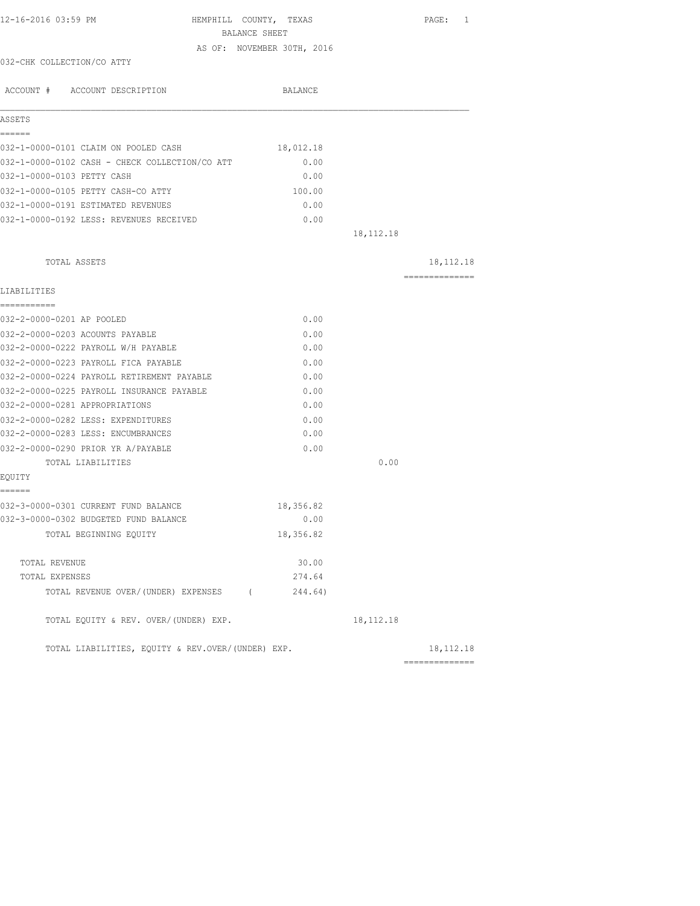12-16-2016 03:59 PM

# HEMPHILL COUNTY, TEXAS
## BALANCE SHEET
AS OF: NOVEMBER 30TH, 2016

032-CHK COLLECTION/CO ATTY

| ACCOUNT # ACCOUNT DESCRIPTION | BALANCE | | |
|---|---|---|---|
| **ASSETS** | | | |
| 032-1-0000-0101 CLAIM ON POOLED CASH | 18,012.18 | | |
| 032-1-0000-0102 CASH - CHECK COLLECTION/CO ATT | 0.00 | | |
| 032-1-0000-0103 PETTY CASH | 0.00 | | |
| 032-1-0000-0105 PETTY CASH-CO ATTY | 100.00 | | |
| 032-1-0000-0191 ESTIMATED REVENUES | 0.00 | | |
| 032-1-0000-0192 LESS: REVENUES RECEIVED | 0.00 | | |
| | | 18,112.18 | |
| TOTAL ASSETS | | | 18,112.18 |
| **LIABILITIES** | | | |
| 032-2-0000-0201 AP POOLED | 0.00 | | |
| 032-2-0000-0203 ACOUNTS PAYABLE | 0.00 | | |
| 032-2-0000-0222 PAYROLL W/H PAYABLE | 0.00 | | |
| 032-2-0000-0223 PAYROLL FICA PAYABLE | 0.00 | | |
| 032-2-0000-0224 PAYROLL RETIREMENT PAYABLE | 0.00 | | |
| 032-2-0000-0225 PAYROLL INSURANCE PAYABLE | 0.00 | | |
| 032-2-0000-0281 APPROPRIATIONS | 0.00 | | |
| 032-2-0000-0282 LESS: EXPENDITURES | 0.00 | | |
| 032-2-0000-0283 LESS: ENCUMBRANCES | 0.00 | | |
| 032-2-0000-0290 PRIOR YR A/PAYABLE | 0.00 | | |
| TOTAL LIABILITIES | | 0.00 | |
| **EQUITY** | | | |
| 032-3-0000-0301 CURRENT FUND BALANCE | 18,356.82 | | |
| 032-3-0000-0302 BUDGETED FUND BALANCE | 0.00 | | |
| TOTAL BEGINNING EQUITY | 18,356.82 | | |
| TOTAL REVENUE | 30.00 | | |
| TOTAL EXPENSES | 274.64 | | |
| TOTAL REVENUE OVER/(UNDER) EXPENSES | ( 244.64) | | |
| TOTAL EQUITY & REV. OVER/(UNDER) EXP. | | 18,112.18 | |
| TOTAL LIABILITIES, EQUITY & REV.OVER/(UNDER) EXP. | | | 18,112.18 |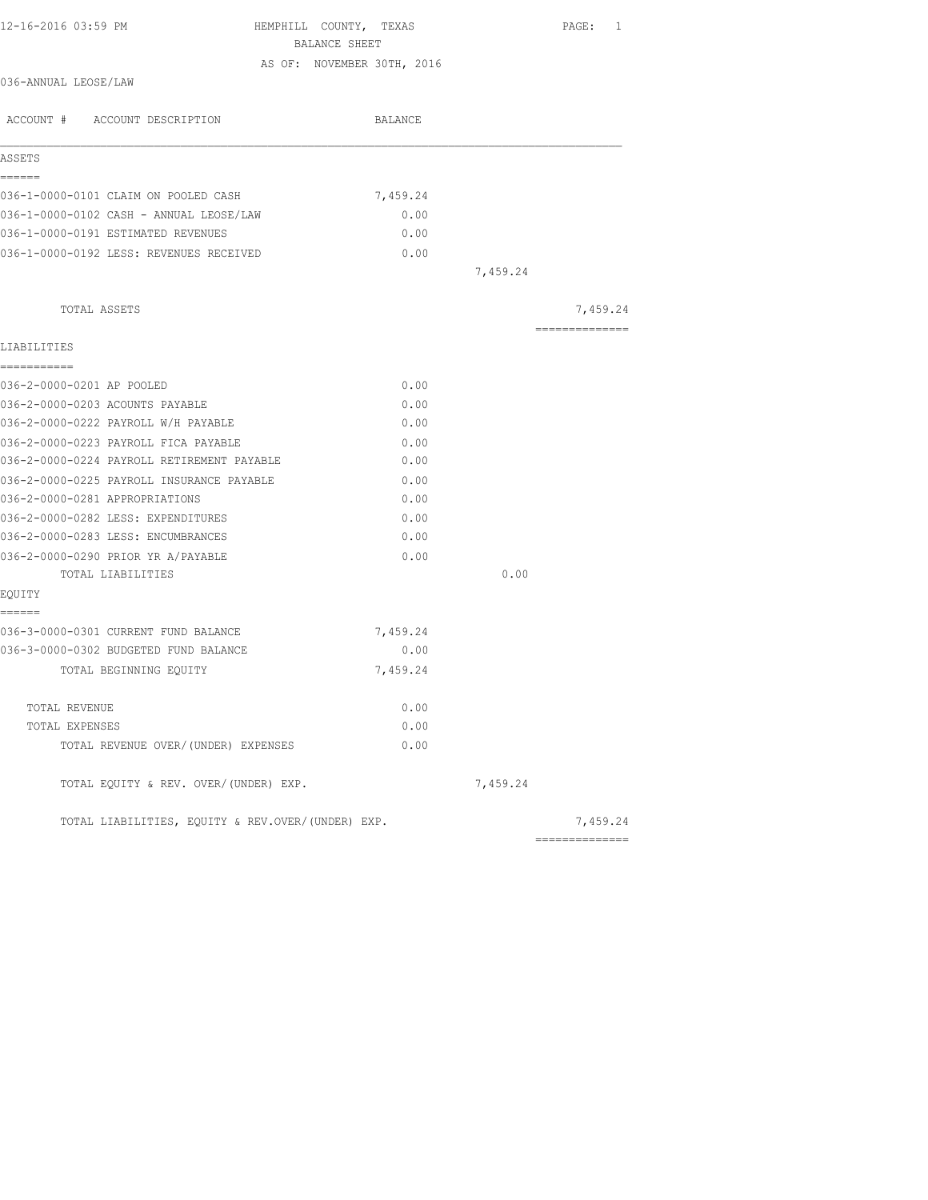HEMPHILL COUNTY, TEXAS
BALANCE SHEET
AS OF: NOVEMBER 30TH, 2016

036-ANNUAL LEOSE/LAW

| ACCOUNT # ACCOUNT DESCRIPTION | BALANCE | | |
|---|---|---|---|
| **ASSETS** | | | |
| 036-1-0000-0101 CLAIM ON POOLED CASH | 7,459.24 | | |
| 036-1-0000-0102 CASH - ANNUAL LEOSE/LAW | 0.00 | | |
| 036-1-0000-0191 ESTIMATED REVENUES | 0.00 | | |
| 036-1-0000-0192 LESS: REVENUES RECEIVED | 0.00 | | |
| | | 7,459.24 | |
| TOTAL ASSETS | | | 7,459.24 |
| **LIABILITIES** | | | |
| 036-2-0000-0201 AP POOLED | 0.00 | | |
| 036-2-0000-0203 ACOUNTS PAYABLE | 0.00 | | |
| 036-2-0000-0222 PAYROLL W/H PAYABLE | 0.00 | | |
| 036-2-0000-0223 PAYROLL FICA PAYABLE | 0.00 | | |
| 036-2-0000-0224 PAYROLL RETIREMENT PAYABLE | 0.00 | | |
| 036-2-0000-0225 PAYROLL INSURANCE PAYABLE | 0.00 | | |
| 036-2-0000-0281 APPROPRIATIONS | 0.00 | | |
| 036-2-0000-0282 LESS: EXPENDITURES | 0.00 | | |
| 036-2-0000-0283 LESS: ENCUMBRANCES | 0.00 | | |
| 036-2-0000-0290 PRIOR YR A/PAYABLE | 0.00 | | |
| TOTAL LIABILITIES | | 0.00 | |
| **EQUITY** | | | |
| 036-3-0000-0301 CURRENT FUND BALANCE | 7,459.24 | | |
| 036-3-0000-0302 BUDGETED FUND BALANCE | 0.00 | | |
| TOTAL BEGINNING EQUITY | 7,459.24 | | |
| TOTAL REVENUE | 0.00 | | |
| TOTAL EXPENSES | 0.00 | | |
| TOTAL REVENUE OVER/(UNDER) EXPENSES | 0.00 | | |
| TOTAL EQUITY & REV. OVER/(UNDER) EXP. | | 7,459.24 | |
| TOTAL LIABILITIES, EQUITY & REV.OVER/(UNDER) EXP. | | | 7,459.24 |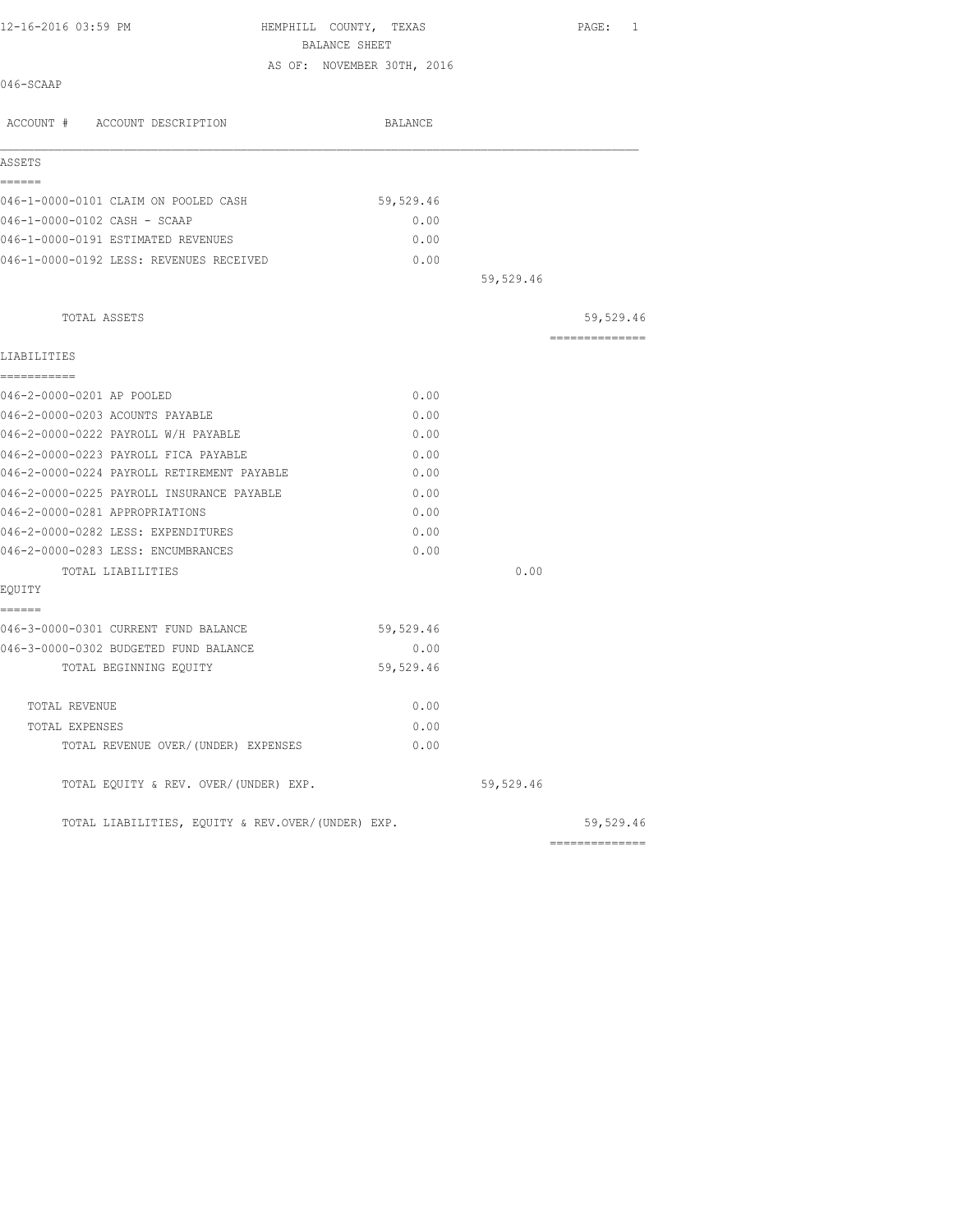12-16-2016 03:59 PM HEMPHILL COUNTY, TEXAS

BALANCE SHEET

AS OF: NOVEMBER 30TH, 2016

046-SCAAP

| ACCOUNT # ACCOUNT DESCRIPTION | BALANCE | | |
|---|---|---|---|
| **ASSETS** | | | |
| 046-1-0000-0101 CLAIM ON POOLED CASH | 59,529.46 | | |
| 046-1-0000-0102 CASH - SCAAP | 0.00 | | |
| 046-1-0000-0191 ESTIMATED REVENUES | 0.00 | | |
| 046-1-0000-0192 LESS: REVENUES RECEIVED | 0.00 | | |
| | | 59,529.46 | |
| TOTAL ASSETS | | | 59,529.46 |
| **LIABILITIES** | | | |
| 046-2-0000-0201 AP POOLED | 0.00 | | |
| 046-2-0000-0203 ACOUNTS PAYABLE | 0.00 | | |
| 046-2-0000-0222 PAYROLL W/H PAYABLE | 0.00 | | |
| 046-2-0000-0223 PAYROLL FICA PAYABLE | 0.00 | | |
| 046-2-0000-0224 PAYROLL RETIREMENT PAYABLE | 0.00 | | |
| 046-2-0000-0225 PAYROLL INSURANCE PAYABLE | 0.00 | | |
| 046-2-0000-0281 APPROPRIATIONS | 0.00 | | |
| 046-2-0000-0282 LESS: EXPENDITURES | 0.00 | | |
| 046-2-0000-0283 LESS: ENCUMBRANCES | 0.00 | | |
| TOTAL LIABILITIES | | 0.00 | |
| **EQUITY** | | | |
| 046-3-0000-0301 CURRENT FUND BALANCE | 59,529.46 | | |
| 046-3-0000-0302 BUDGETED FUND BALANCE | 0.00 | | |
| TOTAL BEGINNING EQUITY | 59,529.46 | | |
| TOTAL REVENUE | 0.00 | | |
| TOTAL EXPENSES | 0.00 | | |
| TOTAL REVENUE OVER/(UNDER) EXPENSES | 0.00 | | |
| TOTAL EQUITY & REV. OVER/(UNDER) EXP. | | 59,529.46 | |
| TOTAL LIABILITIES, EQUITY & REV.OVER/(UNDER) EXP. | | | 59,529.46 |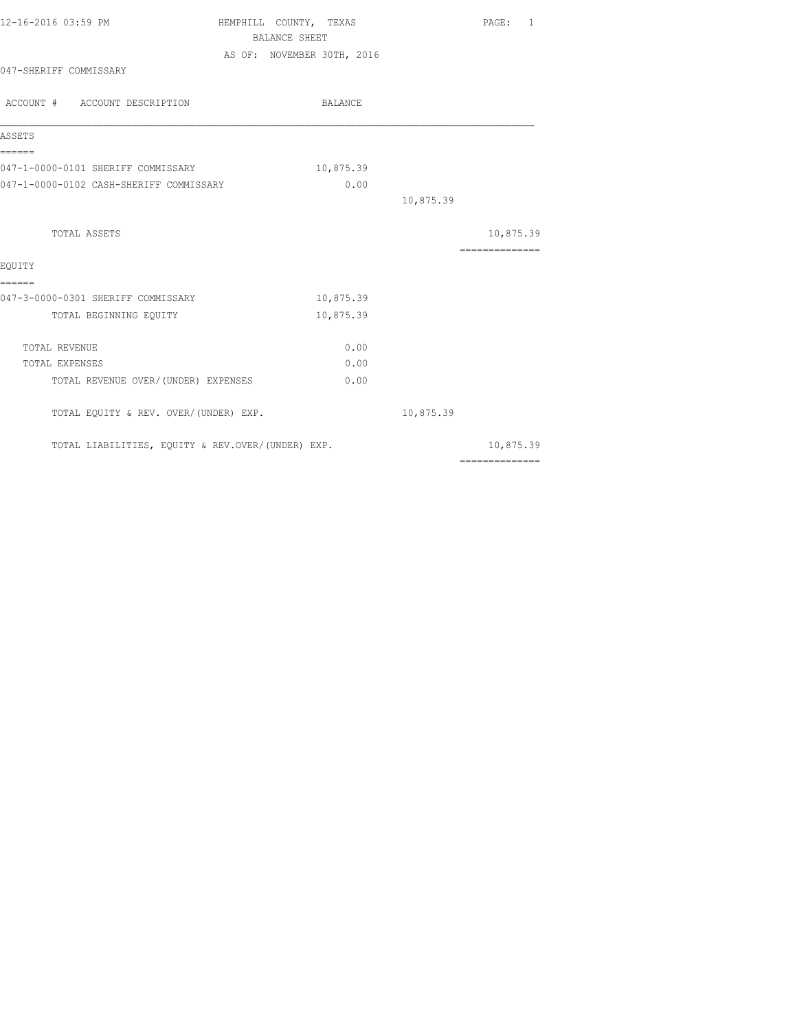12-16-2016 03:59 PM

# HEMPHILL COUNTY, TEXAS

## BALANCE SHEET

AS OF: NOVEMBER 30TH, 2016

047-SHERIFF COMMISSARY

| ACCOUNT # ACCOUNT DESCRIPTION | BALANCE | | |
|---|---|---|---|
| **ASSETS** | | | |
| 047-1-0000-0101 SHERIFF COMMISSARY | 10,875.39 | | |
| 047-1-0000-0102 CASH-SHERIFF COMMISSARY | 0.00 | | |
| | | 10,875.39 | |
| TOTAL ASSETS | | | 10,875.39 |
| **EQUITY** | | | |
| 047-3-0000-0301 SHERIFF COMMISSARY | 10,875.39 | | |
| TOTAL BEGINNING EQUITY | 10,875.39 | | |
| TOTAL REVENUE | 0.00 | | |
| TOTAL EXPENSES | 0.00 | | |
| TOTAL REVENUE OVER/(UNDER) EXPENSES | 0.00 | | |
| TOTAL EQUITY & REV. OVER/(UNDER) EXP. | | 10,875.39 | |
| TOTAL LIABILITIES, EQUITY & REV.OVER/(UNDER) EXP. | | | 10,875.39 |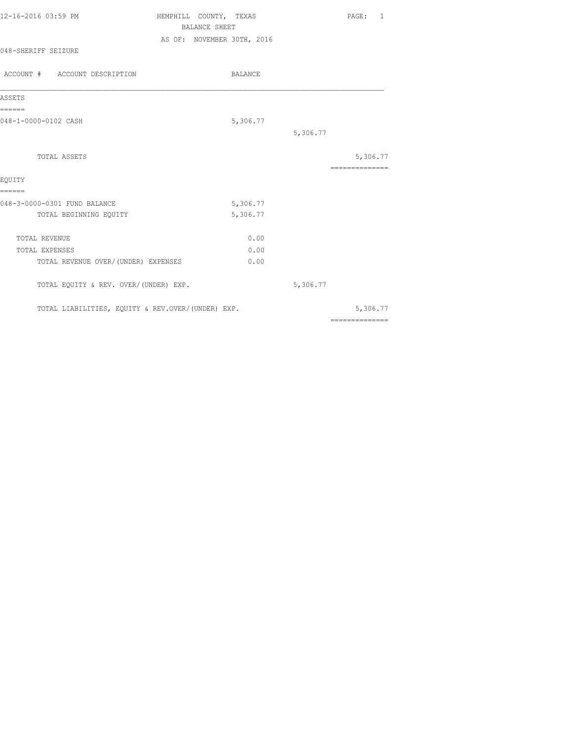HEMPHILL COUNTY, TEXAS
BALANCE SHEET
AS OF: NOVEMBER 30TH, 2016

048-SHERIFF SEIZURE

| ACCOUNT # ACCOUNT DESCRIPTION | BALANCE | | |
|---|---|---|---|
| **ASSETS** | | | |
| 048-1-0000-0102 CASH | 5,306.77 | | |
| | | 5,306.77 | |
| TOTAL ASSETS | | | 5,306.77 |
| **EQUITY** | | | |
| 048-3-0000-0301 FUND BALANCE | 5,306.77 | | |
| TOTAL BEGINNING EQUITY | 5,306.77 | | |
| TOTAL REVENUE | 0.00 | | |
| TOTAL EXPENSES | 0.00 | | |
| TOTAL REVENUE OVER/(UNDER) EXPENSES | 0.00 | | |
| TOTAL EQUITY & REV. OVER/(UNDER) EXP. | | 5,306.77 | |
| TOTAL LIABILITIES, EQUITY & REV.OVER/(UNDER) EXP. | | | 5,306.77 |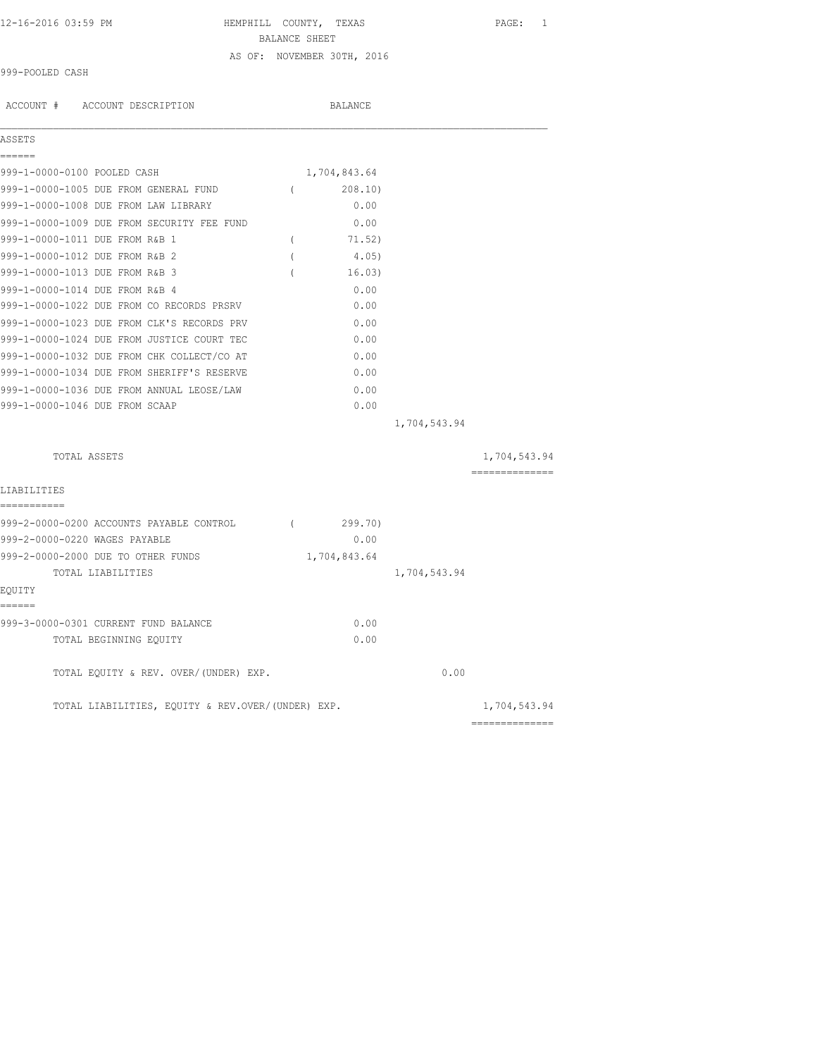HEMPHILL COUNTY, TEXAS
BALANCE SHEET
AS OF: NOVEMBER 30TH, 2016

999-POOLED CASH

| ACCOUNT # | ACCOUNT DESCRIPTION | BALANCE | | |
|---|---|---|---|---|
| **ASSETS** | | | | |
| 999-1-0000-0100 | POOLED CASH | 1,704,843.64 | | |
| 999-1-0000-1005 | DUE FROM GENERAL FUND | ( 208.10) | | |
| 999-1-0000-1008 | DUE FROM LAW LIBRARY | 0.00 | | |
| 999-1-0000-1009 | DUE FROM SECURITY FEE FUND | 0.00 | | |
| 999-1-0000-1011 | DUE FROM R&B 1 | ( 71.52) | | |
| 999-1-0000-1012 | DUE FROM R&B 2 | ( 4.05) | | |
| 999-1-0000-1013 | DUE FROM R&B 3 | ( 16.03) | | |
| 999-1-0000-1014 | DUE FROM R&B 4 | 0.00 | | |
| 999-1-0000-1022 | DUE FROM CO RECORDS PRSRV | 0.00 | | |
| 999-1-0000-1023 | DUE FROM CLK'S RECORDS PRV | 0.00 | | |
| 999-1-0000-1024 | DUE FROM JUSTICE COURT TEC | 0.00 | | |
| 999-1-0000-1032 | DUE FROM CHK COLLECT/CO AT | 0.00 | | |
| 999-1-0000-1034 | DUE FROM SHERIFF'S RESERVE | 0.00 | | |
| 999-1-0000-1036 | DUE FROM ANNUAL LEOSE/LAW | 0.00 | | |
| 999-1-0000-1046 | DUE FROM SCAAP | 0.00 | | |
| | | | 1,704,543.94 | |
| | TOTAL ASSETS | | | 1,704,543.94 |
| **LIABILITIES** | | | | |
| 999-2-0000-0200 | ACCOUNTS PAYABLE CONTROL | ( 299.70) | | |
| 999-2-0000-0220 | WAGES PAYABLE | 0.00 | | |
| 999-2-0000-2000 | DUE TO OTHER FUNDS | 1,704,843.64 | | |
| | TOTAL LIABILITIES | | 1,704,543.94 | |
| **EQUITY** | | | | |
| 999-3-0000-0301 | CURRENT FUND BALANCE | 0.00 | | |
| | TOTAL BEGINNING EQUITY | 0.00 | | |
| | TOTAL EQUITY & REV. OVER/(UNDER) EXP. | | 0.00 | |
| | TOTAL LIABILITIES, EQUITY & REV.OVER/(UNDER) EXP. | | | 1,704,543.94 |